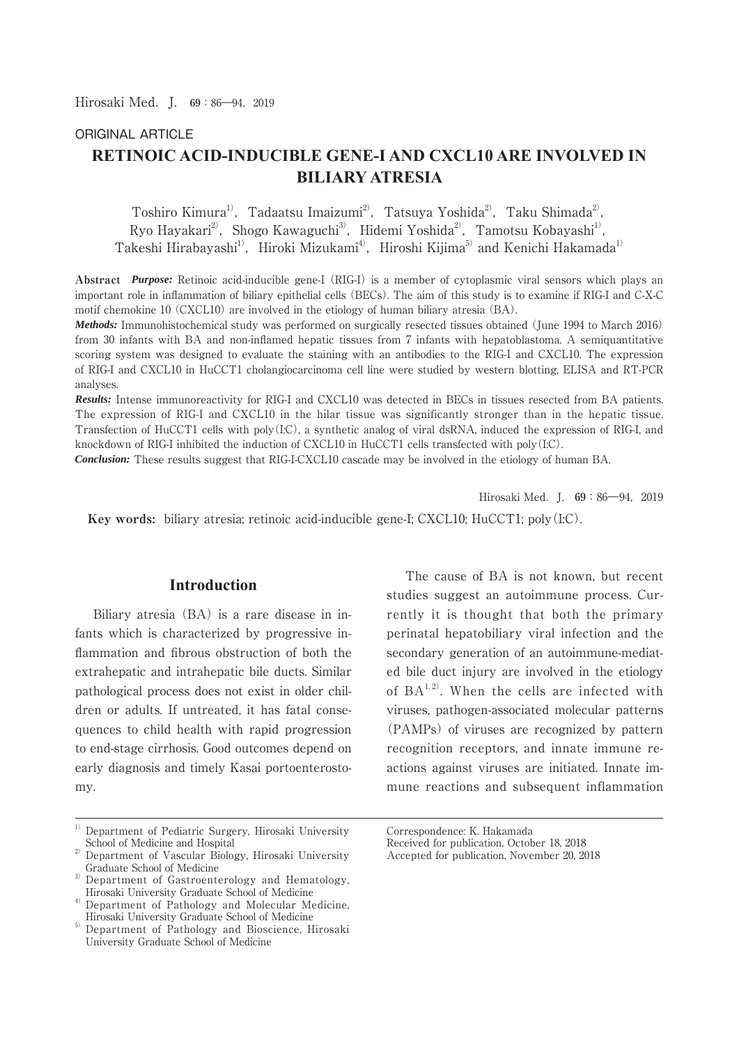ORIGINAL ARTICLE

# RETINOIC ACID-INDUCIBLE GENE-I AND CXCL10 ARE INVOLVED IN BILIARY ATRESIA

Toshiro Kimura[1], Tadaatsu Imaizumi[2], Tatsuya Yoshida[2], Taku Shimada[2], Ryo Hayakari[2], Shogo Kawaguchi[3], Hidemi Yoshida[2], Tamotsu Kobayashi[1], Takeshi Hirabayashi[1], Hiroki Mizukami[4], Hiroshi Kijima[5] and Kenichi Hakamada[1]

**Abstract** ***Purpose:*** Retinoic acid-inducible gene-I (RIG-I) is a member of cytoplasmic viral sensors which plays an important role in inflammation of biliary epithelial cells (BECs). The aim of this study is to examine if RIG-I and C-X-C motif chemokine 10 (CXCL10) are involved in the etiology of human biliary atresia (BA).

***Methods:*** Immunohistochemical study was performed on surgically resected tissues obtained (June 1994 to March 2016) from 30 infants with BA and non-inflamed hepatic tissues from 7 infants with hepatoblastoma. A semiquantitative scoring system was designed to evaluate the staining with an antibodies to the RIG-I and CXCL10. The expression of RIG-I and CXCL10 in HuCCT1 cholangiocarcinoma cell line were studied by western blotting, ELISA and RT-PCR analyses.

***Results:*** Intense immunoreactivity for RIG-I and CXCL10 was detected in BECs in tissues resected from BA patients. The expression of RIG-I and CXCL10 in the hilar tissue was significantly stronger than in the hepatic tissue. Transfection of HuCCT1 cells with poly(I:C), a synthetic analog of viral dsRNA, induced the expression of RIG-I, and knockdown of RIG-I inhibited the induction of CXCL10 in HuCCT1 cells transfected with poly(I:C).

***Conclusion:*** These results suggest that RIG-I-CXCL10 cascade may be involved in the etiology of human BA.

**Key words:** biliary atresia; retinoic acid-inducible gene-I; CXCL10; HuCCT1; poly(I:C).

## Introduction

Biliary atresia (BA) is a rare disease in infants which is characterized by progressive inflammation and fibrous obstruction of both the extrahepatic and intrahepatic bile ducts. Similar pathological process does not exist in older children or adults. If untreated, it has fatal consequences to child health with rapid progression to end-stage cirrhosis. Good outcomes depend on early diagnosis and timely Kasai portoenterostomy.

The cause of BA is not known, but recent studies suggest an autoimmune process. Currently it is thought that both the primary perinatal hepatobiliary viral infection and the secondary generation of an autoimmune-mediated bile duct injury are involved in the etiology of BA[1,2]. When the cells are infected with viruses, pathogen-associated molecular patterns (PAMPs) of viruses are recognized by pattern recognition receptors, and innate immune reactions against viruses are initiated. Innate immune reactions and subsequent inflammation

---

[1] Department of Pediatric Surgery, Hirosaki University School of Medicine and Hospital
[2] Department of Vascular Biology, Hirosaki University Graduate School of Medicine
[3] Department of Gastroenterology and Hematology, Hirosaki University Graduate School of Medicine
[4] Department of Pathology and Molecular Medicine, Hirosaki University Graduate School of Medicine
[5] Department of Pathology and Bioscience, Hirosaki University Graduate School of Medicine

Correspondence: K. Hakamada
Received for publication, October 18, 2018
Accepted for publication, November 20, 2018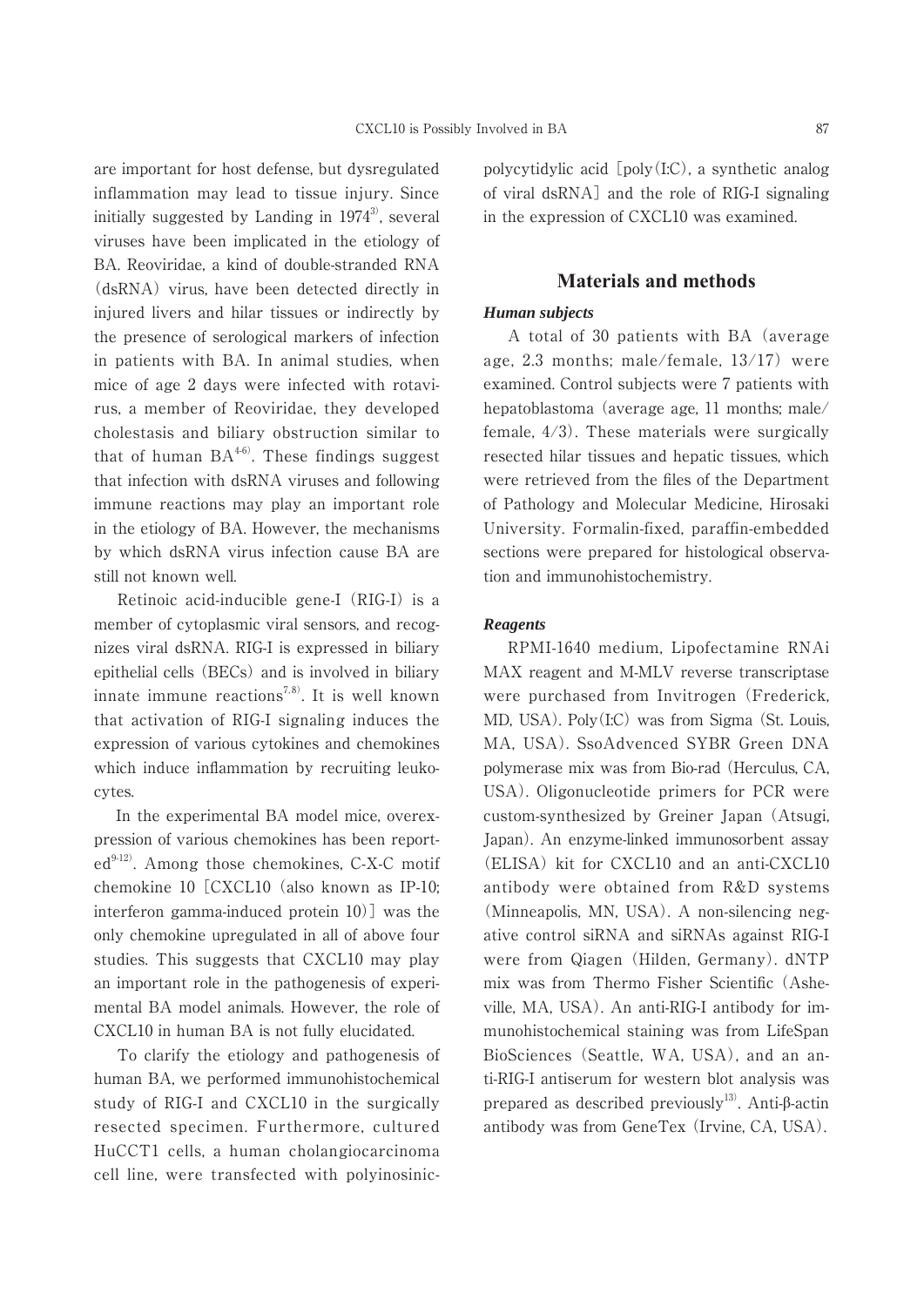are important for host defense, but dysregulated inflammation may lead to tissue injury. Since initially suggested by Landing in 1974[3], several viruses have been implicated in the etiology of BA. Reoviridae, a kind of double-stranded RNA (dsRNA) virus, have been detected directly in injured livers and hilar tissues or indirectly by the presence of serological markers of infection in patients with BA. In animal studies, when mice of age 2 days were infected with rotavirus, a member of Reoviridae, they developed cholestasis and biliary obstruction similar to that of human BA[4-6]. These findings suggest that infection with dsRNA viruses and following immune reactions may play an important role in the etiology of BA. However, the mechanisms by which dsRNA virus infection cause BA are still not known well.

Retinoic acid-inducible gene-I (RIG-I) is a member of cytoplasmic viral sensors, and recognizes viral dsRNA. RIG-I is expressed in biliary epithelial cells (BECs) and is involved in biliary innate immune reactions[7,8]. It is well known that activation of RIG-I signaling induces the expression of various cytokines and chemokines which induce inflammation by recruiting leukocytes.

In the experimental BA model mice, overexpression of various chemokines has been reported[9-12]. Among those chemokines, C-X-C motif chemokine 10 [CXCL10 (also known as IP-10; interferon gamma-induced protein 10)] was the only chemokine upregulated in all of above four studies. This suggests that CXCL10 may play an important role in the pathogenesis of experimental BA model animals. However, the role of CXCL10 in human BA is not fully elucidated.

To clarify the etiology and pathogenesis of human BA, we performed immunohistochemical study of RIG-I and CXCL10 in the surgically resected specimen. Furthermore, cultured HuCCT1 cells, a human cholangiocarcinoma cell line, were transfected with polyinosinic-polycytidylic acid [poly(I:C), a synthetic analog of viral dsRNA] and the role of RIG-I signaling in the expression of CXCL10 was examined.

## Materials and methods

### *Human subjects*

A total of 30 patients with BA (average age, 2.3 months; male/female, 13/17) were examined. Control subjects were 7 patients with hepatoblastoma (average age, 11 months; male/female, 4/3). These materials were surgically resected hilar tissues and hepatic tissues, which were retrieved from the files of the Department of Pathology and Molecular Medicine, Hirosaki University. Formalin-fixed, paraffin-embedded sections were prepared for histological observation and immunohistochemistry.

### *Reagents*

RPMI-1640 medium, Lipofectamine RNAi MAX reagent and M-MLV reverse transcriptase were purchased from Invitrogen (Frederick, MD, USA). Poly(I:C) was from Sigma (St. Louis, MA, USA). SsoAdvenced SYBR Green DNA polymerase mix was from Bio-rad (Herculus, CA, USA). Oligonucleotide primers for PCR were custom-synthesized by Greiner Japan (Atsugi, Japan). An enzyme-linked immunosorbent assay (ELISA) kit for CXCL10 and an anti-CXCL10 antibody were obtained from R&D systems (Minneapolis, MN, USA). A non-silencing negative control siRNA and siRNAs against RIG-I were from Qiagen (Hilden, Germany). dNTP mix was from Thermo Fisher Scientific (Asheville, MA, USA). An anti-RIG-I antibody for immunohistochemical staining was from LifeSpan BioSciences (Seattle, WA, USA), and an anti-RIG-I antiserum for western blot analysis was prepared as described previously[13]. Anti-β-actin antibody was from GeneTex (Irvine, CA, USA).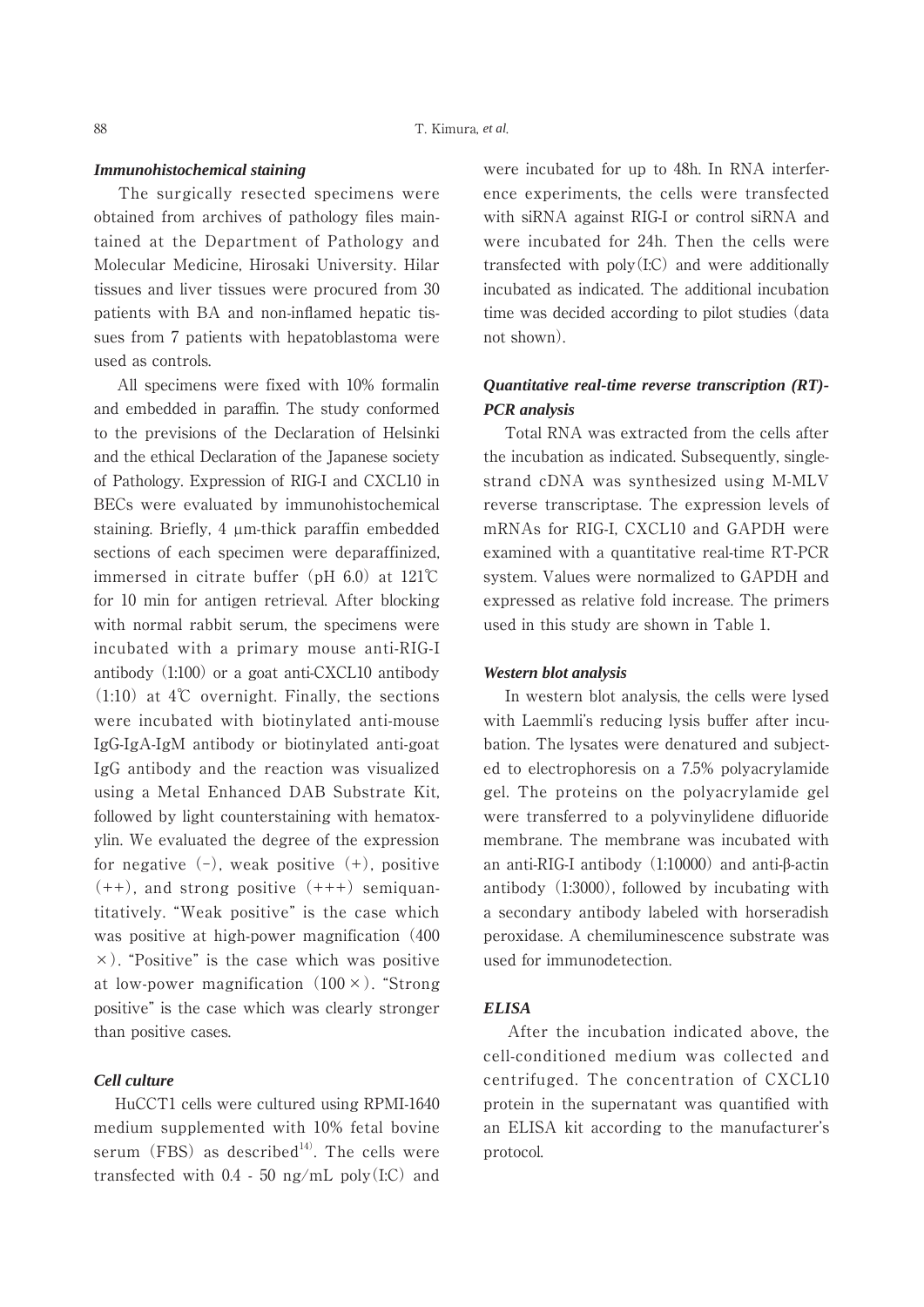### *Immunohistochemical staining*

The surgically resected specimens were obtained from archives of pathology files maintained at the Department of Pathology and Molecular Medicine, Hirosaki University. Hilar tissues and liver tissues were procured from 30 patients with BA and non-inflamed hepatic tissues from 7 patients with hepatoblastoma were used as controls.

All specimens were fixed with 10% formalin and embedded in paraffin. The study conformed to the previsions of the Declaration of Helsinki and the ethical Declaration of the Japanese society of Pathology. Expression of RIG-I and CXCL10 in BECs were evaluated by immunohistochemical staining. Briefly, 4 μm-thick paraffin embedded sections of each specimen were deparaffinized, immersed in citrate buffer (pH 6.0) at 121℃ for 10 min for antigen retrieval. After blocking with normal rabbit serum, the specimens were incubated with a primary mouse anti-RIG-I antibody (1:100) or a goat anti-CXCL10 antibody (1:10) at 4℃ overnight. Finally, the sections were incubated with biotinylated anti-mouse IgG-IgA-IgM antibody or biotinylated anti-goat IgG antibody and the reaction was visualized using a Metal Enhanced DAB Substrate Kit, followed by light counterstaining with hematoxylin. We evaluated the degree of the expression for negative (-), weak positive (+), positive (++), and strong positive (+++) semiquantitatively. "Weak positive" is the case which was positive at high-power magnification (400 ×). "Positive" is the case which was positive at low-power magnification (100 ×). "Strong positive" is the case which was clearly stronger than positive cases.

### *Cell culture*

HuCCT1 cells were cultured using RPMI-1640 medium supplemented with 10% fetal bovine serum (FBS) as described[14]. The cells were transfected with 0.4 - 50 ng/mL poly(I:C) and were incubated for up to 48h. In RNA interference experiments, the cells were transfected with siRNA against RIG-I or control siRNA and were incubated for 24h. Then the cells were transfected with poly(I:C) and were additionally incubated as indicated. The additional incubation time was decided according to pilot studies (data not shown).

### *Quantitative real-time reverse transcription (RT)-PCR analysis*

Total RNA was extracted from the cells after the incubation as indicated. Subsequently, single-strand cDNA was synthesized using M-MLV reverse transcriptase. The expression levels of mRNAs for RIG-I, CXCL10 and GAPDH were examined with a quantitative real-time RT-PCR system. Values were normalized to GAPDH and expressed as relative fold increase. The primers used in this study are shown in Table 1.

### *Western blot analysis*

In western blot analysis, the cells were lysed with Laemmli's reducing lysis buffer after incubation. The lysates were denatured and subjected to electrophoresis on a 7.5% polyacrylamide gel. The proteins on the polyacrylamide gel were transferred to a polyvinylidene difluoride membrane. The membrane was incubated with an anti-RIG-I antibody (1:10000) and anti-β-actin antibody (1:3000), followed by incubating with a secondary antibody labeled with horseradish peroxidase. A chemiluminescence substrate was used for immunodetection.

### *ELISA*

After the incubation indicated above, the cell-conditioned medium was collected and centrifuged. The concentration of CXCL10 protein in the supernatant was quantified with an ELISA kit according to the manufacturer's protocol.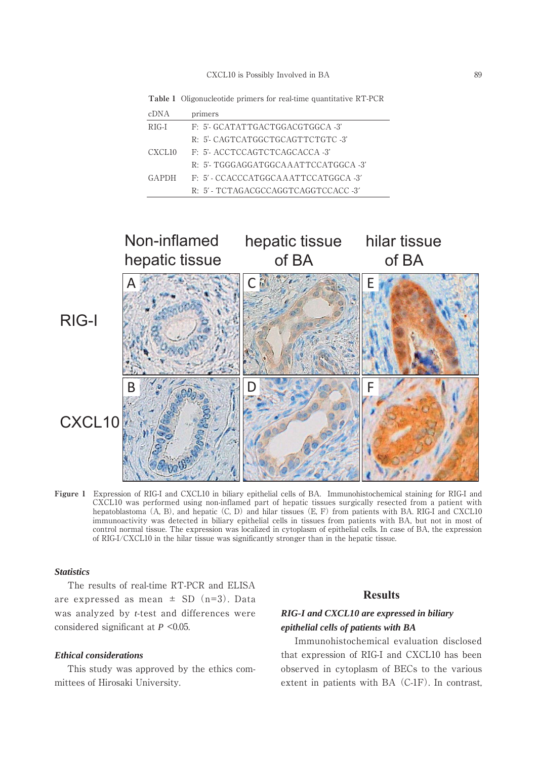**Table 1** Oligonucleotide primers for real-time quantitative RT-PCR

| cDNA | primers |
|---|---|
| RIG-I | F: 5'- GCATATTGACTGGACGTGGCA -3' |
| | R: 5'- CAGTCATGGCTGCAGTTCTGTC -3' |
| CXCL10 | F: 5'- ACCTCCAGTCTCAGCACCA -3' |
| | R: 5'- TGGGAGGATGGCAAATTCCATGGCA -3' |
| GAPDH | F: 5′ - CCACCCATGGCAAATTCCATGGCA -3′ |
| | R: 5′ - TCTAGACGCCAGGTCAGGTCCACC -3′ |

**Figure 1** Expression of RIG-I and CXCL10 in biliary epithelial cells of BA. Immunohistochemical staining for RIG-I and CXCL10 was performed using non-inflamed part of hepatic tissues surgically resected from a patient with hepatoblastoma (A, B), and hepatic (C, D) and hilar tissues (E, F) from patients with BA. RIG-I and CXCL10 immunoactivity was detected in biliary epithelial cells in tissues from patients with BA, but not in most of control normal tissue. The expression was localized in cytoplasm of epithelial cells. In case of BA, the expression of RIG-I/CXCL10 in the hilar tissue was significantly stronger than in the hepatic tissue.

### *Statistics*

The results of real-time RT-PCR and ELISA are expressed as mean ± SD (n=3). Data was analyzed by *t*-test and differences were considered significant at $P$ <0.05.

### *Ethical considerations*

This study was approved by the ethics committees of Hirosaki University.

## Results

### *RIG-I and CXCL10 are expressed in biliary epithelial cells of patients with BA*

Immunohistochemical evaluation disclosed that expression of RIG-I and CXCL10 has been observed in cytoplasm of BECs to the various extent in patients with BA (C-1F). In contrast,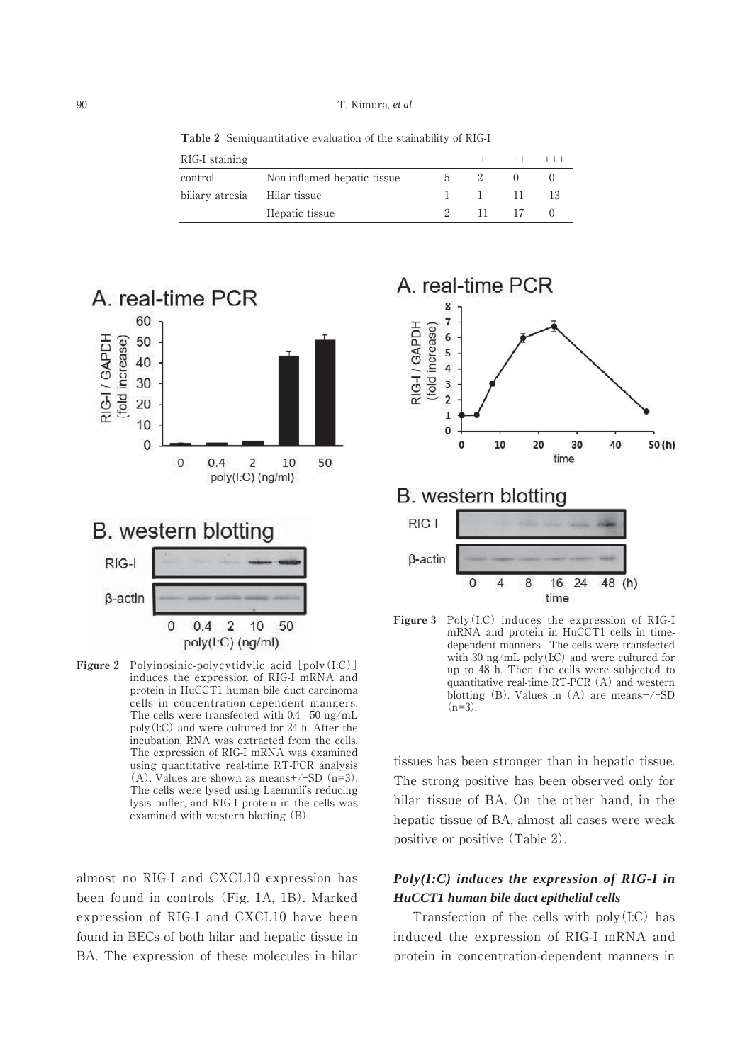**Table 2** Semiquantitative evaluation of the stainability of RIG-I

| RIG-I staining | | − | + | ++ | +++ |
|---|---|---|---|---|---|
| control | Non-inflamed hepatic tissue | 5 | 2 | 0 | 0 |
| biliary atresia | Hilar tissue | 1 | 1 | 11 | 13 |
| | Hepatic tissue | 2 | 11 | 17 | 0 |

**Figure 2** Polyinosinic-polycytidylic acid [poly(I:C)] induces the expression of RIG-I mRNA and protein in HuCCT1 human bile duct carcinoma cells in concentration-dependent manners. The cells were transfected with 0.4 - 50 ng/mL poly(I:C) and were cultured for 24 h. After the incubation, RNA was extracted from the cells. The expression of RIG-I mRNA was examined using quantitative real-time RT-PCR analysis (A). Values are shown as means+/−SD (n=3). The cells were lysed using Laemmli's reducing lysis buffer, and RIG-I protein in the cells was examined with western blotting (B).

**Figure 3** Poly(I:C) induces the expression of RIG-I mRNA and protein in HuCCT1 cells in time-dependent manners. The cells were transfected with 30 ng/mL poly(I:C) and were cultured for up to 48 h. Then the cells were subjected to quantitative real-time RT-PCR (A) and western blotting (B). Values in (A) are means+/−SD (n=3).

almost no RIG-I and CXCL10 expression has been found in controls (Fig. 1A, 1B). Marked expression of RIG-I and CXCL10 have been found in BECs of both hilar and hepatic tissue in BA. The expression of these molecules in hilar tissues has been stronger than in hepatic tissue. The strong positive has been observed only for hilar tissue of BA. On the other hand, in the hepatic tissue of BA, almost all cases were weak positive or positive (Table 2).

### *Poly(I:C) induces the expression of RIG-I in HuCCT1 human bile duct epithelial cells*

Transfection of the cells with poly(I:C) has induced the expression of RIG-I mRNA and protein in concentration-dependent manners in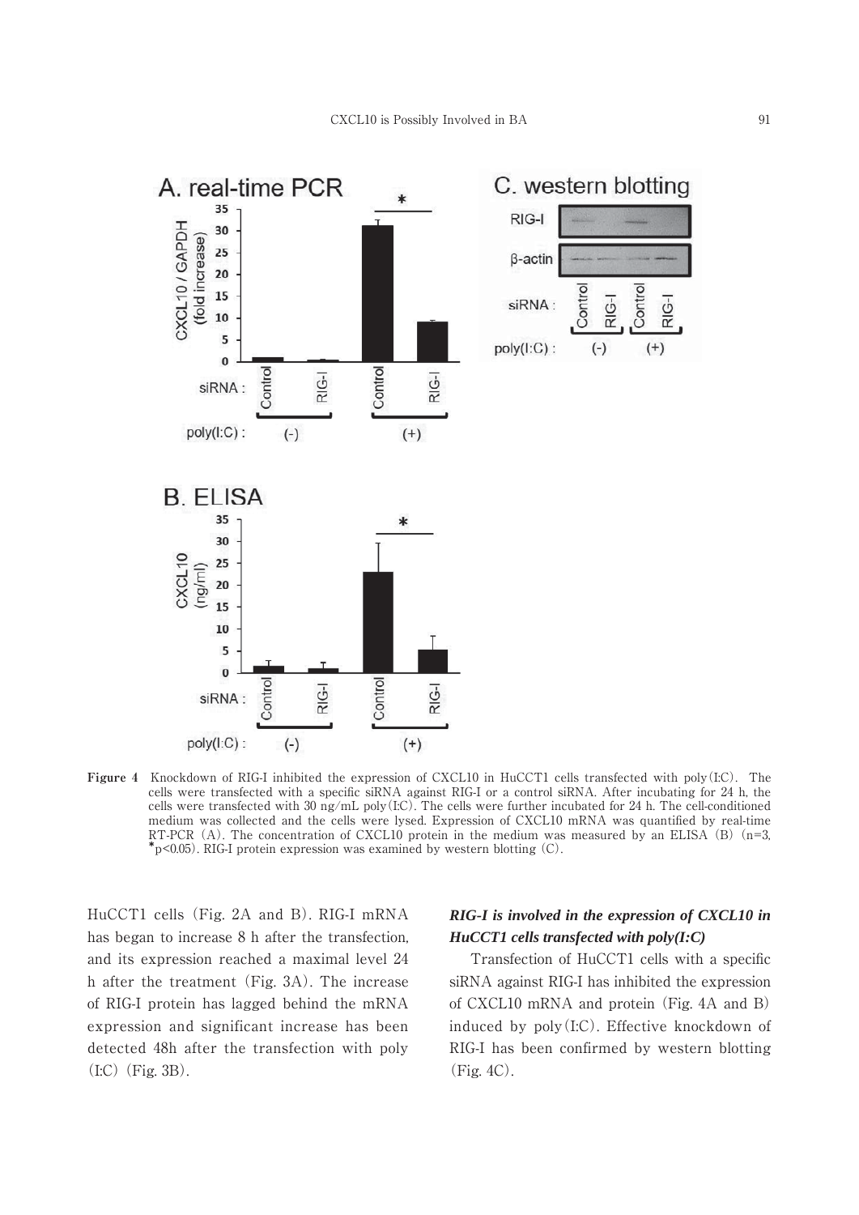**Figure 4** Knockdown of RIG-I inhibited the expression of CXCL10 in HuCCT1 cells transfected with poly(I:C). The cells were transfected with a specific siRNA against RIG-I or a control siRNA. After incubating for 24 h, the cells were transfected with 30 ng/mL poly(I:C). The cells were further incubated for 24 h. The cell-conditioned medium was collected and the cells were lysed. Expression of CXCL10 mRNA was quantified by real-time RT-PCR (A). The concentration of CXCL10 protein in the medium was measured by an ELISA (B) (n=3, *$p<0.05$). RIG-I protein expression was examined by western blotting (C).

HuCCT1 cells (Fig. 2A and B). RIG-I mRNA has began to increase 8 h after the transfection, and its expression reached a maximal level 24 h after the treatment (Fig. 3A). The increase of RIG-I protein has lagged behind the mRNA expression and significant increase has been detected 48h after the transfection with poly (I:C) (Fig. 3B).

### *RIG-I is involved in the expression of CXCL10 in HuCCT1 cells transfected with poly(I:C)*

Transfection of HuCCT1 cells with a specific siRNA against RIG-I has inhibited the expression of CXCL10 mRNA and protein (Fig. 4A and B) induced by poly(I:C). Effective knockdown of RIG-I has been confirmed by western blotting (Fig. 4C).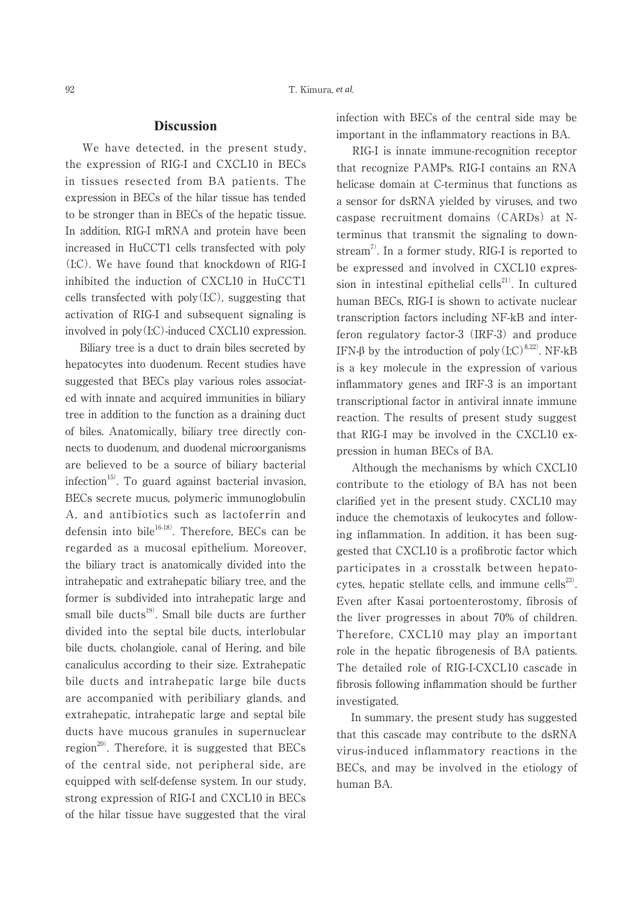## Discussion

We have detected, in the present study, the expression of RIG-I and CXCL10 in BECs in tissues resected from BA patients. The expression in BECs of the hilar tissue has tended to be stronger than in BECs of the hepatic tissue. In addition, RIG-I mRNA and protein have been increased in HuCCT1 cells transfected with poly (I:C). We have found that knockdown of RIG-I inhibited the induction of CXCL10 in HuCCT1 cells transfected with poly(I:C), suggesting that activation of RIG-I and subsequent signaling is involved in poly(I:C)-induced CXCL10 expression.

Biliary tree is a duct to drain biles secreted by hepatocytes into duodenum. Recent studies have suggested that BECs play various roles associated with innate and acquired immunities in biliary tree in addition to the function as a draining duct of biles. Anatomically, biliary tree directly connects to duodenum, and duodenal microorganisms are believed to be a source of biliary bacterial infection[15]. To guard against bacterial invasion, BECs secrete mucus, polymeric immunoglobulin A, and antibiotics such as lactoferrin and defensin into bile[16-18]. Therefore, BECs can be regarded as a mucosal epithelium. Moreover, the biliary tract is anatomically divided into the intrahepatic and extrahepatic biliary tree, and the former is subdivided into intrahepatic large and small bile ducts[19]. Small bile ducts are further divided into the septal bile ducts, interlobular bile ducts, cholangiole, canal of Hering, and bile canaliculus according to their size. Extrahepatic bile ducts and intrahepatic large bile ducts are accompanied with peribiliary glands, and extrahepatic, intrahepatic large and septal bile ducts have mucous granules in supernuclear region[20]. Therefore, it is suggested that BECs of the central side, not peripheral side, are equipped with self-defense system. In our study, strong expression of RIG-I and CXCL10 in BECs of the hilar tissue have suggested that the viral infection with BECs of the central side may be important in the inflammatory reactions in BA.

RIG-I is innate immune-recognition receptor that recognize PAMPs. RIG-I contains an RNA helicase domain at C-terminus that functions as a sensor for dsRNA yielded by viruses, and two caspase recruitment domains (CARDs) at N-terminus that transmit the signaling to downstream[7]. In a former study, RIG-I is reported to be expressed and involved in CXCL10 expression in intestinal epithelial cells[21]. In cultured human BECs, RIG-I is shown to activate nuclear transcription factors including NF-kB and interferon regulatory factor-3 (IRF-3) and produce IFN-β by the introduction of poly(I:C)[8,22]. NF-kB is a key molecule in the expression of various inflammatory genes and IRF-3 is an important transcriptional factor in antiviral innate immune reaction. The results of present study suggest that RIG-I may be involved in the CXCL10 expression in human BECs of BA.

Although the mechanisms by which CXCL10 contribute to the etiology of BA has not been clarified yet in the present study. CXCL10 may induce the chemotaxis of leukocytes and following inflammation. In addition, it has been suggested that CXCL10 is a profibrotic factor which participates in a crosstalk between hepatocytes, hepatic stellate cells, and immune cells[23]. Even after Kasai portoenterostomy, fibrosis of the liver progresses in about 70% of children. Therefore, CXCL10 may play an important role in the hepatic fibrogenesis of BA patients. The detailed role of RIG-I-CXCL10 cascade in fibrosis following inflammation should be further investigated.

In summary, the present study has suggested that this cascade may contribute to the dsRNA virus-induced inflammatory reactions in the BECs, and may be involved in the etiology of human BA.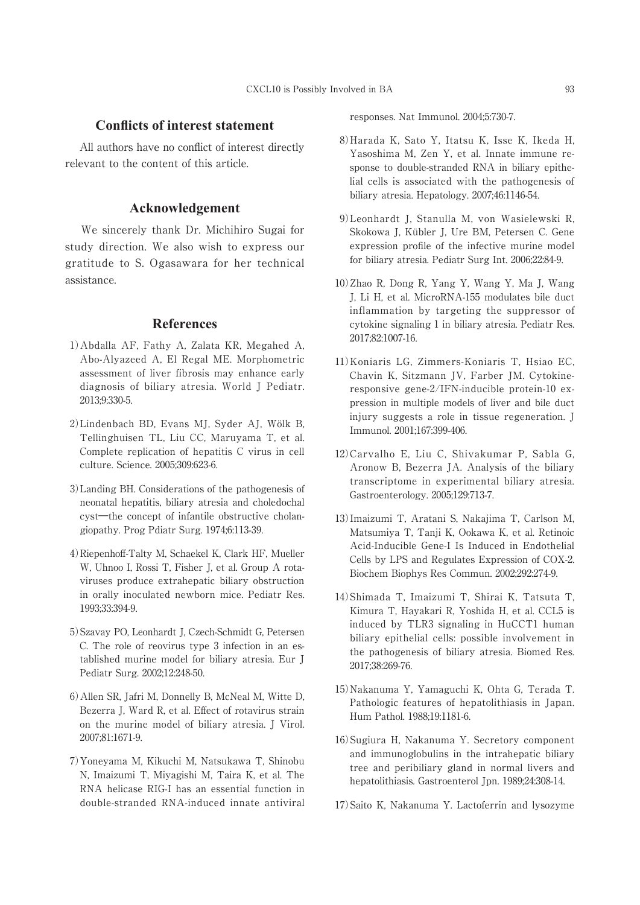## Conflicts of interest statement

All authors have no conflict of interest directly relevant to the content of this article.

## Acknowledgement

We sincerely thank Dr. Michihiro Sugai for study direction. We also wish to express our gratitude to S. Ogasawara for her technical assistance.

## References

1) Abdalla AF, Fathy A, Zalata KR, Megahed A, Abo-Alyazeed A, El Regal ME. Morphometric assessment of liver fibrosis may enhance early diagnosis of biliary atresia. World J Pediatr. 2013;9:330-5.

2) Lindenbach BD, Evans MJ, Syder AJ, Wölk B, Tellinghuisen TL, Liu CC, Maruyama T, et al. Complete replication of hepatitis C virus in cell culture. Science. 2005;309:623-6.

3) Landing BH. Considerations of the pathogenesis of neonatal hepatitis, biliary atresia and choledochal cyst—the concept of infantile obstructive cholangiopathy. Prog Pdiatr Surg. 1974;6:113-39.

4) Riepenhoff-Talty M, Schaekel K, Clark HF, Mueller W, Uhnoo I, Rossi T, Fisher J, et al. Group A rotaviruses produce extrahepatic biliary obstruction in orally inoculated newborn mice. Pediatr Res. 1993;33:394-9.

5) Szavay PO, Leonhardt J, Czech-Schmidt G, Petersen C. The role of reovirus type 3 infection in an established murine model for biliary atresia. Eur J Pediatr Surg. 2002;12:248-50.

6) Allen SR, Jafri M, Donnelly B, McNeal M, Witte D, Bezerra J, Ward R, et al. Effect of rotavirus strain on the murine model of biliary atresia. J Virol. 2007;81:1671-9.

7) Yoneyama M, Kikuchi M, Natsukawa T, Shinobu N, Imaizumi T, Miyagishi M, Taira K, et al. The RNA helicase RIG-I has an essential function in double-stranded RNA-induced innate antiviral responses. Nat Immunol. 2004;5:730-7.

8) Harada K, Sato Y, Itatsu K, Isse K, Ikeda H, Yasoshima M, Zen Y, et al. Innate immune response to double-stranded RNA in biliary epithelial cells is associated with the pathogenesis of biliary atresia. Hepatology. 2007;46:1146-54.

9) Leonhardt J, Stanulla M, von Wasielewski R, Skokowa J, Kübler J, Ure BM, Petersen C. Gene expression profile of the infective murine model for biliary atresia. Pediatr Surg Int. 2006;22:84-9.

10) Zhao R, Dong R, Yang Y, Wang Y, Ma J, Wang J, Li H, et al. MicroRNA-155 modulates bile duct inflammation by targeting the suppressor of cytokine signaling 1 in biliary atresia. Pediatr Res. 2017;82:1007-16.

11) Koniaris LG, Zimmers-Koniaris T, Hsiao EC, Chavin K, Sitzmann JV, Farber JM. Cytokine-responsive gene-2/IFN-inducible protein-10 expression in multiple models of liver and bile duct injury suggests a role in tissue regeneration. J Immunol. 2001;167:399-406.

12) Carvalho E, Liu C, Shivakumar P, Sabla G, Aronow B, Bezerra JA. Analysis of the biliary transcriptome in experimental biliary atresia. Gastroenterology. 2005;129:713-7.

13) Imaizumi T, Aratani S, Nakajima T, Carlson M, Matsumiya T, Tanji K, Ookawa K, et al. Retinoic Acid-Inducible Gene-I Is Induced in Endothelial Cells by LPS and Regulates Expression of COX-2. Biochem Biophys Res Commun. 2002;292:274-9.

14) Shimada T, Imaizumi T, Shirai K, Tatsuta T, Kimura T, Hayakari R, Yoshida H, et al. CCL5 is induced by TLR3 signaling in HuCCT1 human biliary epithelial cells: possible involvement in the pathogenesis of biliary atresia. Biomed Res. 2017;38:269-76.

15) Nakanuma Y, Yamaguchi K, Ohta G, Terada T. Pathologic features of hepatolithiasis in Japan. Hum Pathol. 1988;19:1181-6.

16) Sugiura H, Nakanuma Y. Secretory component and immunoglobulins in the intrahepatic biliary tree and peribiliary gland in normal livers and hepatolithiasis. Gastroenterol Jpn. 1989;24:308-14.

17) Saito K, Nakanuma Y. Lactoferrin and lysozyme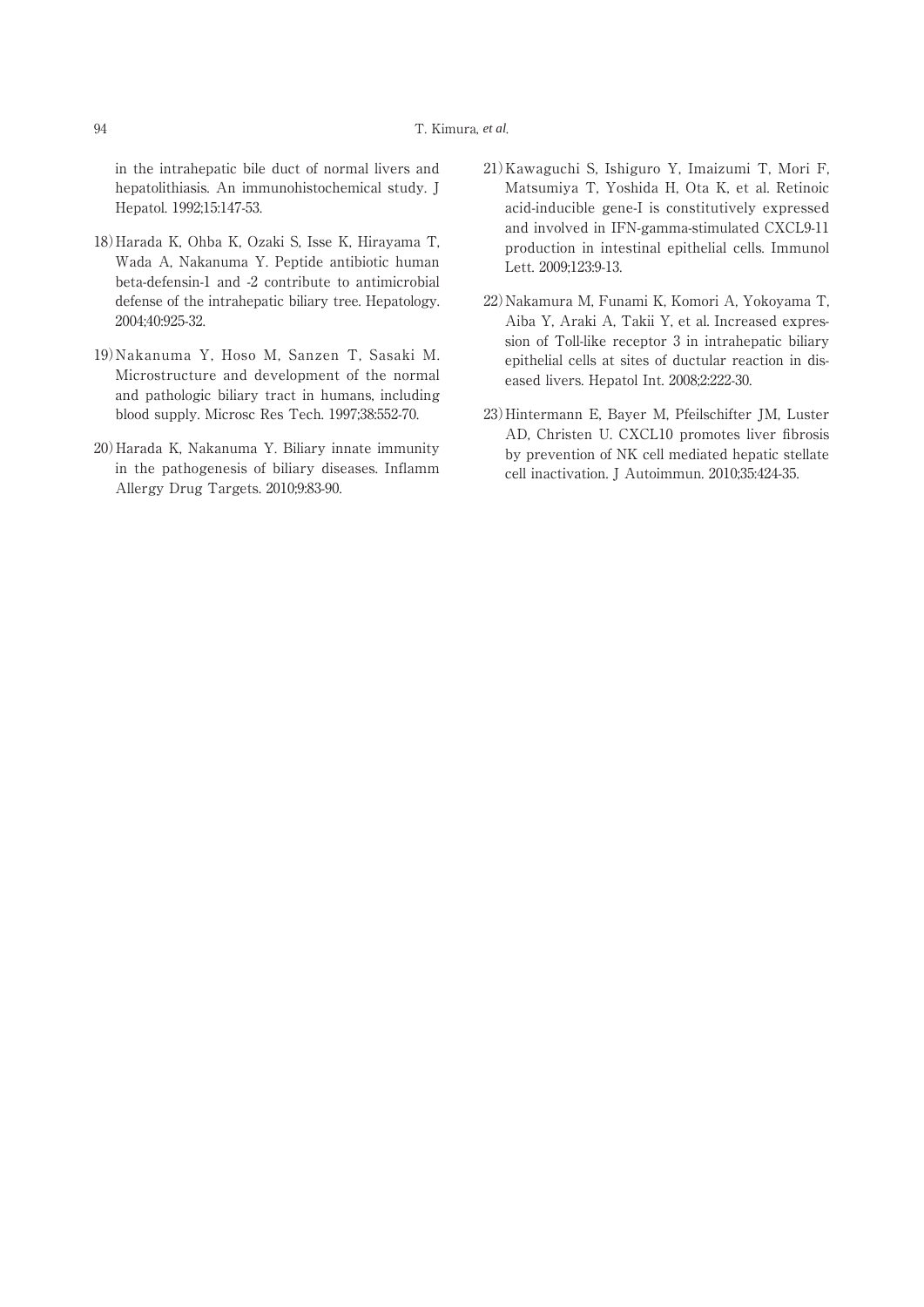in the intrahepatic bile duct of normal livers and hepatolithiasis. An immunohistochemical study. J Hepatol. 1992;15:147-53.

18) Harada K, Ohba K, Ozaki S, Isse K, Hirayama T, Wada A, Nakanuma Y. Peptide antibiotic human beta-defensin-1 and -2 contribute to antimicrobial defense of the intrahepatic biliary tree. Hepatology. 2004;40:925-32.

19) Nakanuma Y, Hoso M, Sanzen T, Sasaki M. Microstructure and development of the normal and pathologic biliary tract in humans, including blood supply. Microsc Res Tech. 1997;38:552-70.

20) Harada K, Nakanuma Y. Biliary innate immunity in the pathogenesis of biliary diseases. Inflamm Allergy Drug Targets. 2010;9:83-90.

21) Kawaguchi S, Ishiguro Y, Imaizumi T, Mori F, Matsumiya T, Yoshida H, Ota K, et al. Retinoic acid-inducible gene-I is constitutively expressed and involved in IFN-gamma-stimulated CXCL9-11 production in intestinal epithelial cells. Immunol Lett. 2009;123:9-13.

22) Nakamura M, Funami K, Komori A, Yokoyama T, Aiba Y, Araki A, Takii Y, et al. Increased expression of Toll-like receptor 3 in intrahepatic biliary epithelial cells at sites of ductular reaction in diseased livers. Hepatol Int. 2008;2:222-30.

23) Hintermann E, Bayer M, Pfeilschifter JM, Luster AD, Christen U. CXCL10 promotes liver fibrosis by prevention of NK cell mediated hepatic stellate cell inactivation. J Autoimmun. 2010;35:424-35.